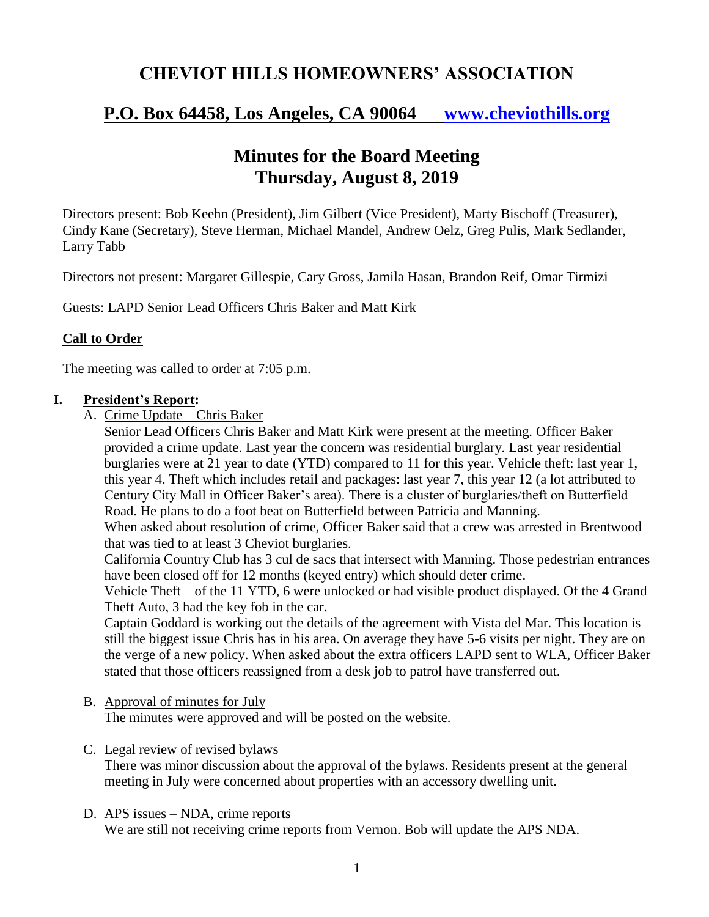# CHEVIOT HILLS HOMEOWNERS' ASSOCIATION

## P.O. Box 64458, Los Angeles, CA 90064 [www.cheviothills.org](http://www.cheviothills.org)

## Minutes for the Board Meeting
## Thursday, August 8, 2019

Directors present: Bob Keehn (President), Jim Gilbert (Vice President), Marty Bischoff (Treasurer), Cindy Kane (Secretary), Steve Herman, Michael Mandel, Andrew Oelz, Greg Pulis, Mark Sedlander, Larry Tabb

Directors not present: Margaret Gillespie, Cary Gross, Jamila Hasan, Brandon Reif, Omar Tirmizi

Guests: LAPD Senior Lead Officers Chris Baker and Matt Kirk

**Call to Order**

The meeting was called to order at 7:05 p.m.

## I. President's Report:

A. Crime Update – Chris Baker

Senior Lead Officers Chris Baker and Matt Kirk were present at the meeting. Officer Baker provided a crime update. Last year the concern was residential burglary. Last year residential burglaries were at 21 year to date (YTD) compared to 11 for this year. Vehicle theft: last year 1, this year 4. Theft which includes retail and packages: last year 7, this year 12 (a lot attributed to Century City Mall in Officer Baker's area). There is a cluster of burglaries/theft on Butterfield Road. He plans to do a foot beat on Butterfield between Patricia and Manning.

When asked about resolution of crime, Officer Baker said that a crew was arrested in Brentwood that was tied to at least 3 Cheviot burglaries.

California Country Club has 3 cul de sacs that intersect with Manning. Those pedestrian entrances have been closed off for 12 months (keyed entry) which should deter crime.

Vehicle Theft – of the 11 YTD, 6 were unlocked or had visible product displayed. Of the 4 Grand Theft Auto, 3 had the key fob in the car.

Captain Goddard is working out the details of the agreement with Vista del Mar. This location is still the biggest issue Chris has in his area. On average they have 5-6 visits per night. They are on the verge of a new policy. When asked about the extra officers LAPD sent to WLA, Officer Baker stated that those officers reassigned from a desk job to patrol have transferred out.

B. Approval of minutes for July

The minutes were approved and will be posted on the website.

C. Legal review of revised bylaws

There was minor discussion about the approval of the bylaws. Residents present at the general meeting in July were concerned about properties with an accessory dwelling unit.

D. APS issues – NDA, crime reports

We are still not receiving crime reports from Vernon. Bob will update the APS NDA.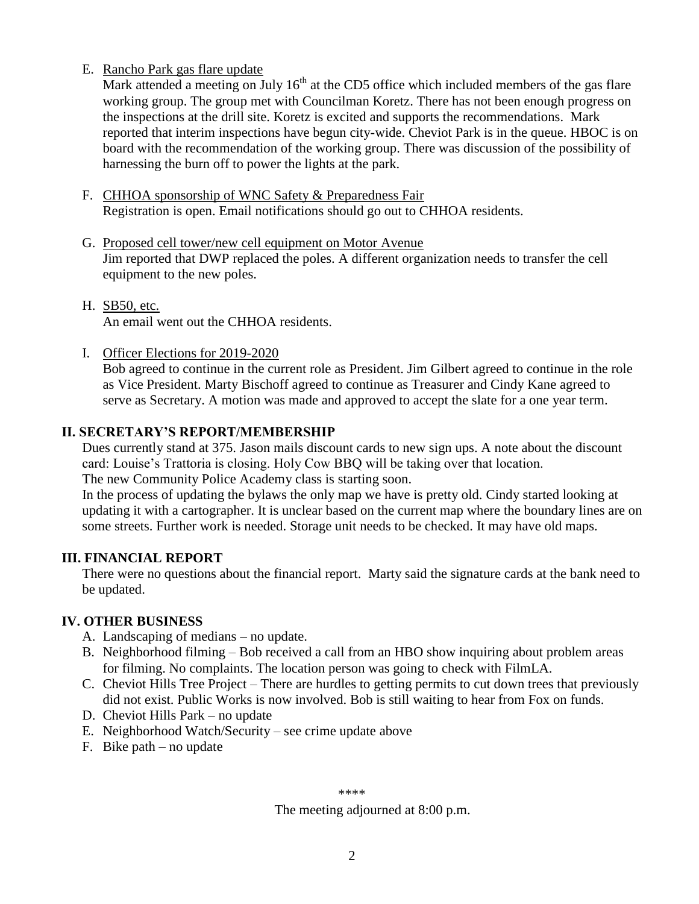E. Rancho Park gas flare update

Mark attended a meeting on July 16th at the CD5 office which included members of the gas flare working group. The group met with Councilman Koretz. There has not been enough progress on the inspections at the drill site. Koretz is excited and supports the recommendations. Mark reported that interim inspections have begun city-wide. Cheviot Park is in the queue. HBOC is on board with the recommendation of the working group. There was discussion of the possibility of harnessing the burn off to power the lights at the park.

F. CHHOA sponsorship of WNC Safety & Preparedness Fair

Registration is open. Email notifications should go out to CHHOA residents.

G. Proposed cell tower/new cell equipment on Motor Avenue

Jim reported that DWP replaced the poles. A different organization needs to transfer the cell equipment to the new poles.

H. SB50, etc.

An email went out the CHHOA residents.

I. Officer Elections for 2019-2020

Bob agreed to continue in the current role as President. Jim Gilbert agreed to continue in the role as Vice President. Marty Bischoff agreed to continue as Treasurer and Cindy Kane agreed to serve as Secretary. A motion was made and approved to accept the slate for a one year term.

## II. SECRETARY'S REPORT/MEMBERSHIP

Dues currently stand at 375. Jason mails discount cards to new sign ups. A note about the discount card: Louise's Trattoria is closing. Holy Cow BBQ will be taking over that location.
The new Community Police Academy class is starting soon.
In the process of updating the bylaws the only map we have is pretty old. Cindy started looking at updating it with a cartographer. It is unclear based on the current map where the boundary lines are on some streets. Further work is needed. Storage unit needs to be checked. It may have old maps.

## III. FINANCIAL REPORT

There were no questions about the financial report. Marty said the signature cards at the bank need to be updated.

## IV. OTHER BUSINESS

A. Landscaping of medians – no update.
B. Neighborhood filming – Bob received a call from an HBO show inquiring about problem areas for filming. No complaints. The location person was going to check with FilmLA.
C. Cheviot Hills Tree Project – There are hurdles to getting permits to cut down trees that previously did not exist. Public Works is now involved. Bob is still waiting to hear from Fox on funds.
D. Cheviot Hills Park – no update
E. Neighborhood Watch/Security – see crime update above
F. Bike path – no update

\*\*\*\*

The meeting adjourned at 8:00 p.m.